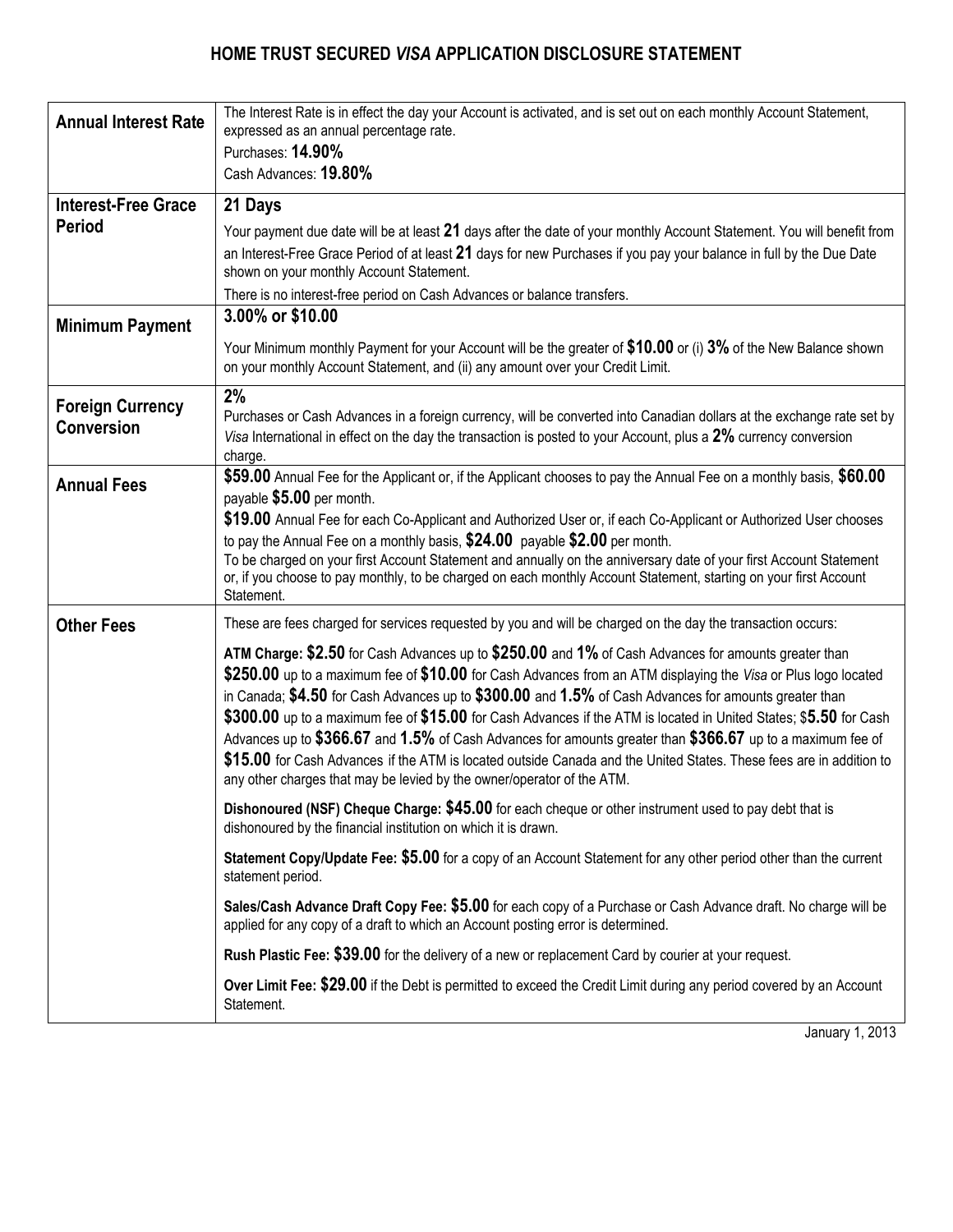# HOME TRUST SECURED *VISA* APPLICATION DISCLOSURE STATEMENT

| | |
|---|---|
| **Annual Interest Rate** | The Interest Rate is in effect the day your Account is activated, and is set out on each monthly Account Statement, expressed as an annual percentage rate.<br>Purchases: **14.90%**<br>Cash Advances: **19.80%** |
| **Interest-Free Grace Period** | **21 Days**<br>Your payment due date will be at least **21** days after the date of your monthly Account Statement. You will benefit from an Interest-Free Grace Period of at least **21** days for new Purchases if you pay your balance in full by the Due Date shown on your monthly Account Statement.<br>There is no interest-free period on Cash Advances or balance transfers. |
| **Minimum Payment** | **3.00% or $10.00**<br>Your Minimum monthly Payment for your Account will be the greater of **$10.00** or (i) **3%** of the New Balance shown on your monthly Account Statement, and (ii) any amount over your Credit Limit. |
| **Foreign Currency Conversion** | **2%**<br>Purchases or Cash Advances in a foreign currency, will be converted into Canadian dollars at the exchange rate set by *Visa* International in effect on the day the transaction is posted to your Account, plus a **2%** currency conversion charge. |
| **Annual Fees** | **$59.00** Annual Fee for the Applicant or, if the Applicant chooses to pay the Annual Fee on a monthly basis, **$60.00** payable **$5.00** per month.<br>**$19.00** Annual Fee for each Co-Applicant and Authorized User or, if each Co-Applicant or Authorized User chooses to pay the Annual Fee on a monthly basis, **$24.00** payable **$2.00** per month.<br>To be charged on your first Account Statement and annually on the anniversary date of your first Account Statement or, if you choose to pay monthly, to be charged on each monthly Account Statement, starting on your first Account Statement. |
| **Other Fees** | These are fees charged for services requested by you and will be charged on the day the transaction occurs:<br>**ATM Charge: $2.50** for Cash Advances up to **$250.00** and **1%** of Cash Advances for amounts greater than **$250.00** up to a maximum fee of **$10.00** for Cash Advances from an ATM displaying the *Visa* or Plus logo located in Canada; **$4.50** for Cash Advances up to **$300.00** and **1.5%** of Cash Advances for amounts greater than **$300.00** up to a maximum fee of **$15.00** for Cash Advances if the ATM is located in United States; $**5.50** for Cash Advances up to **$366.67** and **1.5%** of Cash Advances for amounts greater than **$366.67** up to a maximum fee of **$15.00** for Cash Advances if the ATM is located outside Canada and the United States. These fees are in addition to any other charges that may be levied by the owner/operator of the ATM.<br>**Dishonoured (NSF) Cheque Charge: $45.00** for each cheque or other instrument used to pay debt that is dishonoured by the financial institution on which it is drawn.<br>**Statement Copy/Update Fee: $5.00** for a copy of an Account Statement for any other period other than the current statement period.<br>**Sales/Cash Advance Draft Copy Fee: $5.00** for each copy of a Purchase or Cash Advance draft. No charge will be applied for any copy of a draft to which an Account posting error is determined.<br>**Rush Plastic Fee: $39.00** for the delivery of a new or replacement Card by courier at your request.<br>**Over Limit Fee: $29.00** if the Debt is permitted to exceed the Credit Limit during any period covered by an Account Statement. |

January 1, 2013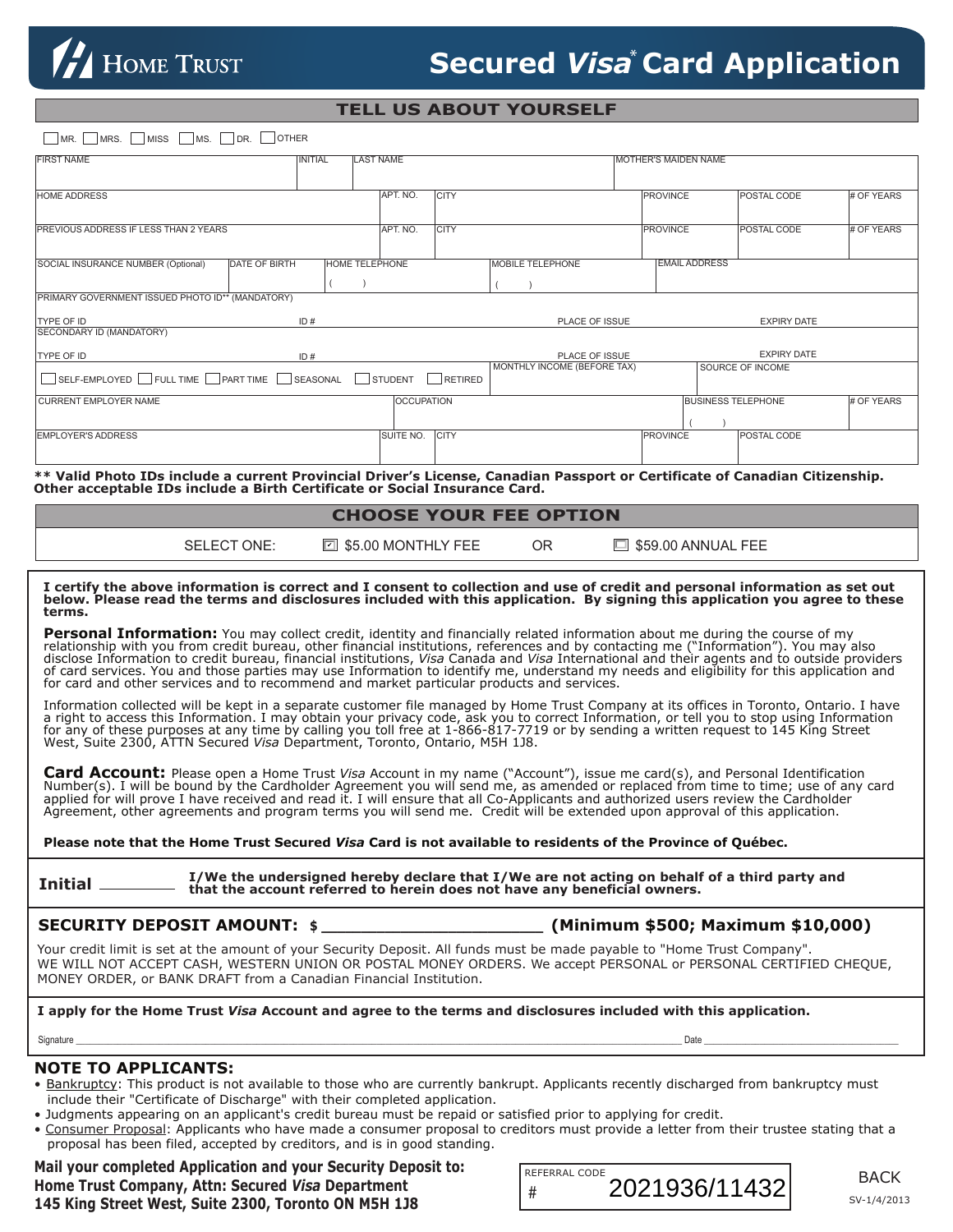# HOME TRUST

# Secured *Visa*\* Card Application

## TELL US ABOUT YOURSELF

☐ MR. ☐ MRS. ☐ MISS ☐ MS. ☐ DR. ☐ OTHER

| | | | | | | |
|---|---|---|---|---|---|---|
| FIRST NAME | INITIAL | LAST NAME | | MOTHER'S MAIDEN NAME | | |
| HOME ADDRESS | APT. NO. | CITY | | PROVINCE | POSTAL CODE | # OF YEARS |
| PREVIOUS ADDRESS IF LESS THAN 2 YEARS | APT. NO. | CITY | | PROVINCE | POSTAL CODE | # OF YEARS |
| SOCIAL INSURANCE NUMBER (Optional) | DATE OF BIRTH | HOME TELEPHONE ( ) | MOBILE TELEPHONE ( ) | EMAIL ADDRESS | | |
| PRIMARY GOVERNMENT ISSUED PHOTO ID** (MANDATORY) TYPE OF ID | ID # | | PLACE OF ISSUE | EXPIRY DATE | | |
| SECONDARY ID (MANDATORY) TYPE OF ID | ID # | | PLACE OF ISSUE | EXPIRY DATE | | |
| ☐ SELF-EMPLOYED ☐ FULL TIME ☐ PART TIME ☐ SEASONAL ☐ STUDENT ☐ RETIRED | | | MONTHLY INCOME (BEFORE TAX) | SOURCE OF INCOME | | |
| CURRENT EMPLOYER NAME | | OCCUPATION | | BUSINESS TELEPHONE ( ) | | # OF YEARS |
| EMPLOYER'S ADDRESS | SUITE NO. | CITY | | PROVINCE | POSTAL CODE | |

**\*\* Valid Photo IDs include a current Provincial Driver's License, Canadian Passport or Certificate of Canadian Citizenship. Other acceptable IDs include a Birth Certificate or Social Insurance Card.**

## CHOOSE YOUR FEE OPTION

SELECT ONE: ☑ $5.00 MONTHLY FEE OR ☐ $59.00 ANNUAL FEE

**I certify the above information is correct and I consent to collection and use of credit and personal information as set out below. Please read the terms and disclosures included with this application. By signing this application you agree to these terms.**

**Personal Information:** You may collect credit, identity and financially related information about me during the course of my relationship with you from credit bureau, other financial institutions, references and by contacting me ("Information"). You may also disclose Information to credit bureau, financial institutions, *Visa* Canada and *Visa* International and their agents and to outside providers of card services. You and those parties may use Information to identify me, understand my needs and eligibility for this application and for card and other services and to recommend and market particular products and services.

Information collected will be kept in a separate customer file managed by Home Trust Company at its offices in Toronto, Ontario. I have a right to access this Information. I may obtain your privacy code, ask you to correct Information, or tell you to stop using Information for any of these purposes at any time by calling you toll free at 1-866-817-7719 or by sending a written request to 145 King Street West, Suite 2300, ATTN Secured *Visa* Department, Toronto, Ontario, M5H 1J8.

**Card Account:** Please open a Home Trust *Visa* Account in my name ("Account"), issue me card(s), and Personal Identification Number(s). I will be bound by the Cardholder Agreement you will send me, as amended or replaced from time to time; use of any card applied for will prove I have received and read it. I will ensure that all Co-Applicants and authorized users review the Cardholder Agreement, other agreements and program terms you will send me. Credit will be extended upon approval of this application.

**Please note that the Home Trust Secured *Visa* Card is not available to residents of the Province of Québec.**

**Initial ________** **I/We the undersigned hereby declare that I/We are not acting on behalf of a third party and that the account referred to herein does not have any beneficial owners.**

**SECURITY DEPOSIT AMOUNT: $ ____________________ (Minimum $500; Maximum $10,000)**

Your credit limit is set at the amount of your Security Deposit. All funds must be made payable to "Home Trust Company". WE WILL NOT ACCEPT CASH, WESTERN UNION OR POSTAL MONEY ORDERS. We accept PERSONAL or PERSONAL CERTIFIED CHEQUE, MONEY ORDER, or BANK DRAFT from a Canadian Financial Institution.

**I apply for the Home Trust *Visa* Account and agree to the terms and disclosures included with this application.**

Signature ______________________________ Date ____________________

### NOTE TO APPLICANTS:

- Bankruptcy: This product is not available to those who are currently bankrupt. Applicants recently discharged from bankruptcy must include their "Certificate of Discharge" with their completed application.
- Judgments appearing on an applicant's credit bureau must be repaid or satisfied prior to applying for credit.
- Consumer Proposal: Applicants who have made a consumer proposal to creditors must provide a letter from their trustee stating that a proposal has been filed, accepted by creditors, and is in good standing.

**Mail your completed Application and your Security Deposit to:**
**Home Trust Company, Attn: Secured *Visa* Department**
**145 King Street West, Suite 2300, Toronto ON M5H 1J8**

REFERRAL CODE # 2021936/11432

BACK

SV-1/4/2013